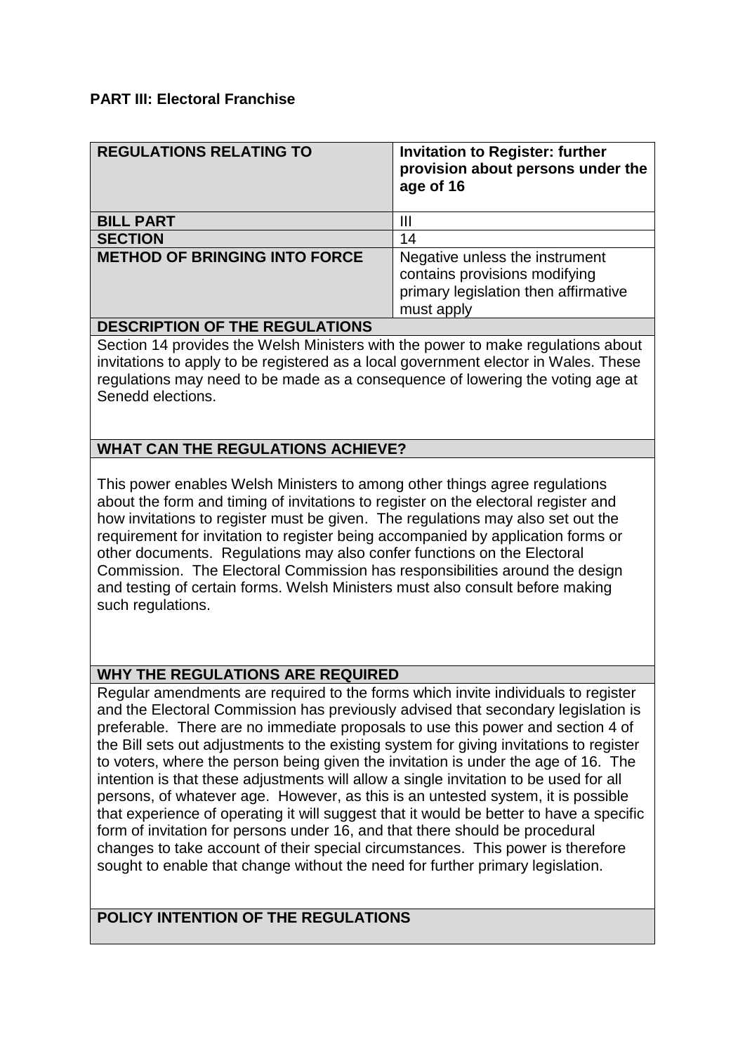**PART III: Electoral Franchise**

| **REGULATIONS RELATING TO** | **Invitation to Register: further provision about persons under the age of 16** |
|---|---|
| **BILL PART** | III |
| **SECTION** | 14 |
| **METHOD OF BRINGING INTO FORCE** | Negative unless the instrument contains provisions modifying primary legislation then affirmative must apply |

**DESCRIPTION OF THE REGULATIONS**

Section 14 provides the Welsh Ministers with the power to make regulations about invitations to apply to be registered as a local government elector in Wales. These regulations may need to be made as a consequence of lowering the voting age at Senedd elections.

**WHAT CAN THE REGULATIONS ACHIEVE?**

This power enables Welsh Ministers to among other things agree regulations about the form and timing of invitations to register on the electoral register and how invitations to register must be given. The regulations may also set out the requirement for invitation to register being accompanied by application forms or other documents. Regulations may also confer functions on the Electoral Commission. The Electoral Commission has responsibilities around the design and testing of certain forms. Welsh Ministers must also consult before making such regulations.

**WHY THE REGULATIONS ARE REQUIRED**

Regular amendments are required to the forms which invite individuals to register and the Electoral Commission has previously advised that secondary legislation is preferable. There are no immediate proposals to use this power and section 4 of the Bill sets out adjustments to the existing system for giving invitations to register to voters, where the person being given the invitation is under the age of 16. The intention is that these adjustments will allow a single invitation to be used for all persons, of whatever age. However, as this is an untested system, it is possible that experience of operating it will suggest that it would be better to have a specific form of invitation for persons under 16, and that there should be procedural changes to take account of their special circumstances. This power is therefore sought to enable that change without the need for further primary legislation.

**POLICY INTENTION OF THE REGULATIONS**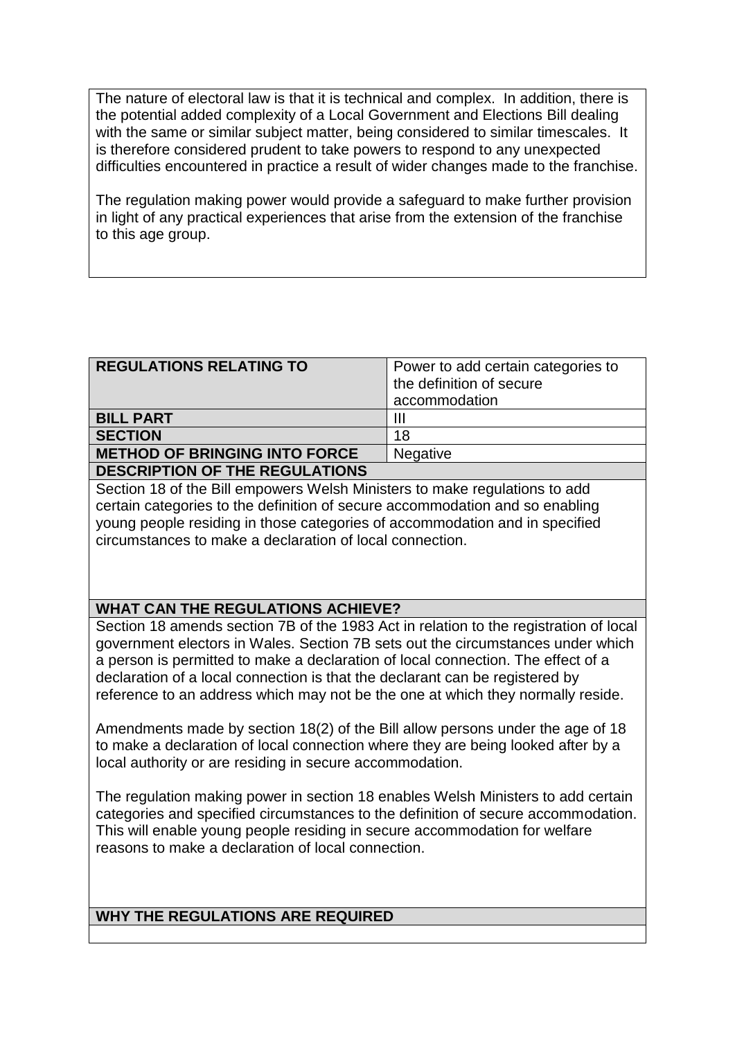The nature of electoral law is that it is technical and complex. In addition, there is the potential added complexity of a Local Government and Elections Bill dealing with the same or similar subject matter, being considered to similar timescales. It is therefore considered prudent to take powers to respond to any unexpected difficulties encountered in practice a result of wider changes made to the franchise.

The regulation making power would provide a safeguard to make further provision in light of any practical experiences that arise from the extension of the franchise to this age group.

| **REGULATIONS RELATING TO** | Power to add certain categories to the definition of secure accommodation |
|---|---|
| **BILL PART** | III |
| **SECTION** | 18 |
| **METHOD OF BRINGING INTO FORCE** | Negative |

**DESCRIPTION OF THE REGULATIONS**

Section 18 of the Bill empowers Welsh Ministers to make regulations to add certain categories to the definition of secure accommodation and so enabling young people residing in those categories of accommodation and in specified circumstances to make a declaration of local connection.

**WHAT CAN THE REGULATIONS ACHIEVE?**

Section 18 amends section 7B of the 1983 Act in relation to the registration of local government electors in Wales. Section 7B sets out the circumstances under which a person is permitted to make a declaration of local connection. The effect of a declaration of a local connection is that the declarant can be registered by reference to an address which may not be the one at which they normally reside.

Amendments made by section 18(2) of the Bill allow persons under the age of 18 to make a declaration of local connection where they are being looked after by a local authority or are residing in secure accommodation.

The regulation making power in section 18 enables Welsh Ministers to add certain categories and specified circumstances to the definition of secure accommodation. This will enable young people residing in secure accommodation for welfare reasons to make a declaration of local connection.

**WHY THE REGULATIONS ARE REQUIRED**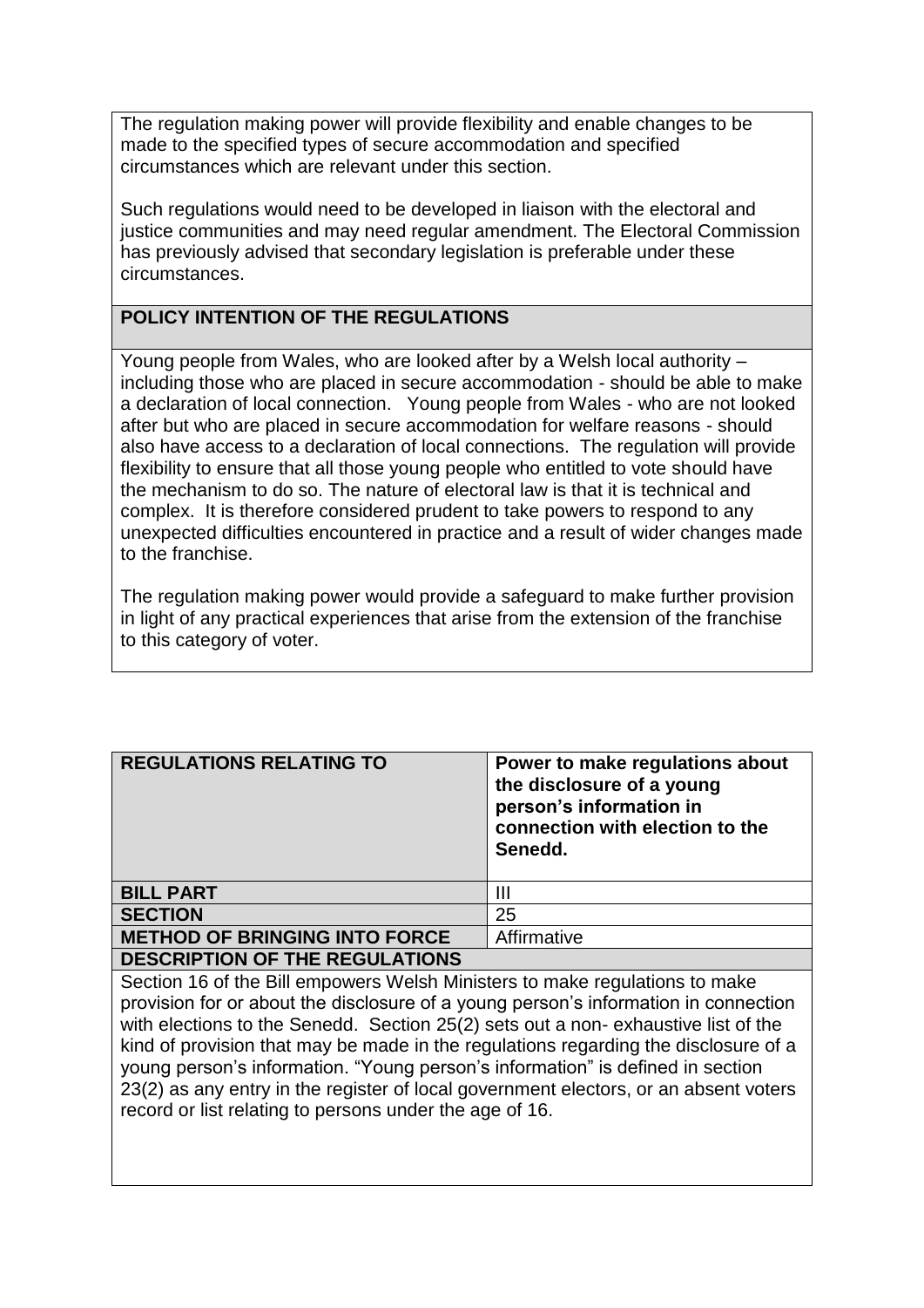The regulation making power will provide flexibility and enable changes to be made to the specified types of secure accommodation and specified circumstances which are relevant under this section.

Such regulations would need to be developed in liaison with the electoral and justice communities and may need regular amendment. The Electoral Commission has previously advised that secondary legislation is preferable under these circumstances.

**POLICY INTENTION OF THE REGULATIONS**

Young people from Wales, who are looked after by a Welsh local authority – including those who are placed in secure accommodation - should be able to make a declaration of local connection. Young people from Wales - who are not looked after but who are placed in secure accommodation for welfare reasons - should also have access to a declaration of local connections. The regulation will provide flexibility to ensure that all those young people who entitled to vote should have the mechanism to do so. The nature of electoral law is that it is technical and complex. It is therefore considered prudent to take powers to respond to any unexpected difficulties encountered in practice and a result of wider changes made to the franchise.

The regulation making power would provide a safeguard to make further provision in light of any practical experiences that arise from the extension of the franchise to this category of voter.

| **REGULATIONS RELATING TO** | **Power to make regulations about the disclosure of a young person's information in connection with election to the Senedd.** |
| --- | --- |
| **BILL PART** | III |
| **SECTION** | 25 |
| **METHOD OF BRINGING INTO FORCE** | Affirmative |

**DESCRIPTION OF THE REGULATIONS**

Section 16 of the Bill empowers Welsh Ministers to make regulations to make provision for or about the disclosure of a young person's information in connection with elections to the Senedd. Section 25(2) sets out a non- exhaustive list of the kind of provision that may be made in the regulations regarding the disclosure of a young person's information. "Young person's information" is defined in section 23(2) as any entry in the register of local government electors, or an absent voters record or list relating to persons under the age of 16.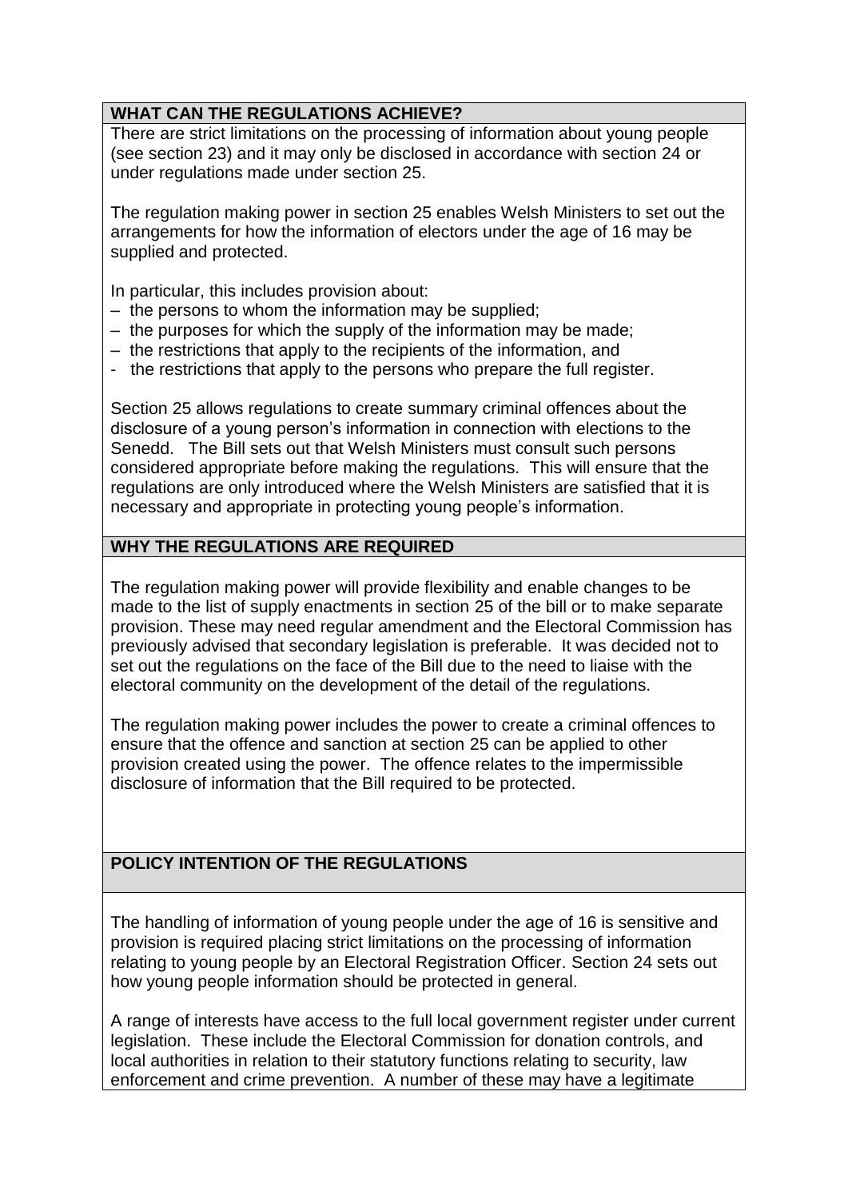## WHAT CAN THE REGULATIONS ACHIEVE?

There are strict limitations on the processing of information about young people (see section 23) and it may only be disclosed in accordance with section 24 or under regulations made under section 25.

The regulation making power in section 25 enables Welsh Ministers to set out the arrangements for how the information of electors under the age of 16 may be supplied and protected.

In particular, this includes provision about:

- the persons to whom the information may be supplied;
- the purposes for which the supply of the information may be made;
- the restrictions that apply to the recipients of the information, and
- the restrictions that apply to the persons who prepare the full register.

Section 25 allows regulations to create summary criminal offences about the disclosure of a young person's information in connection with elections to the Senedd. The Bill sets out that Welsh Ministers must consult such persons considered appropriate before making the regulations. This will ensure that the regulations are only introduced where the Welsh Ministers are satisfied that it is necessary and appropriate in protecting young people's information.

## WHY THE REGULATIONS ARE REQUIRED

The regulation making power will provide flexibility and enable changes to be made to the list of supply enactments in section 25 of the bill or to make separate provision. These may need regular amendment and the Electoral Commission has previously advised that secondary legislation is preferable. It was decided not to set out the regulations on the face of the Bill due to the need to liaise with the electoral community on the development of the detail of the regulations.

The regulation making power includes the power to create a criminal offences to ensure that the offence and sanction at section 25 can be applied to other provision created using the power. The offence relates to the impermissible disclosure of information that the Bill required to be protected.

## POLICY INTENTION OF THE REGULATIONS

The handling of information of young people under the age of 16 is sensitive and provision is required placing strict limitations on the processing of information relating to young people by an Electoral Registration Officer. Section 24 sets out how young people information should be protected in general.

A range of interests have access to the full local government register under current legislation. These include the Electoral Commission for donation controls, and local authorities in relation to their statutory functions relating to security, law enforcement and crime prevention. A number of these may have a legitimate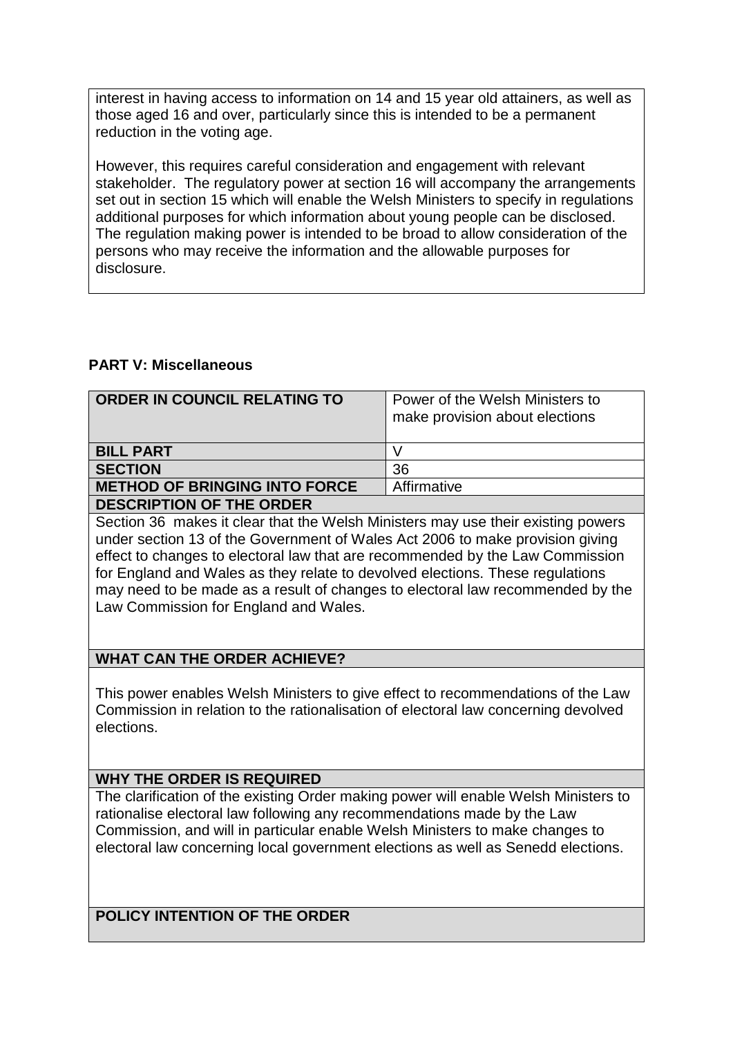interest in having access to information on 14 and 15 year old attainers, as well as those aged 16 and over, particularly since this is intended to be a permanent reduction in the voting age.

However, this requires careful consideration and engagement with relevant stakeholder. The regulatory power at section 16 will accompany the arrangements set out in section 15 which will enable the Welsh Ministers to specify in regulations additional purposes for which information about young people can be disclosed. The regulation making power is intended to be broad to allow consideration of the persons who may receive the information and the allowable purposes for disclosure.

**PART V: Miscellaneous**

| **ORDER IN COUNCIL RELATING TO** | Power of the Welsh Ministers to make provision about elections |
|---|---|
| **BILL PART** | V |
| **SECTION** | 36 |
| **METHOD OF BRINGING INTO FORCE** | Affirmative |

**DESCRIPTION OF THE ORDER**

Section 36 makes it clear that the Welsh Ministers may use their existing powers under section 13 of the Government of Wales Act 2006 to make provision giving effect to changes to electoral law that are recommended by the Law Commission for England and Wales as they relate to devolved elections. These regulations may need to be made as a result of changes to electoral law recommended by the Law Commission for England and Wales.

**WHAT CAN THE ORDER ACHIEVE?**

This power enables Welsh Ministers to give effect to recommendations of the Law Commission in relation to the rationalisation of electoral law concerning devolved elections.

**WHY THE ORDER IS REQUIRED**

The clarification of the existing Order making power will enable Welsh Ministers to rationalise electoral law following any recommendations made by the Law Commission, and will in particular enable Welsh Ministers to make changes to electoral law concerning local government elections as well as Senedd elections.

**POLICY INTENTION OF THE ORDER**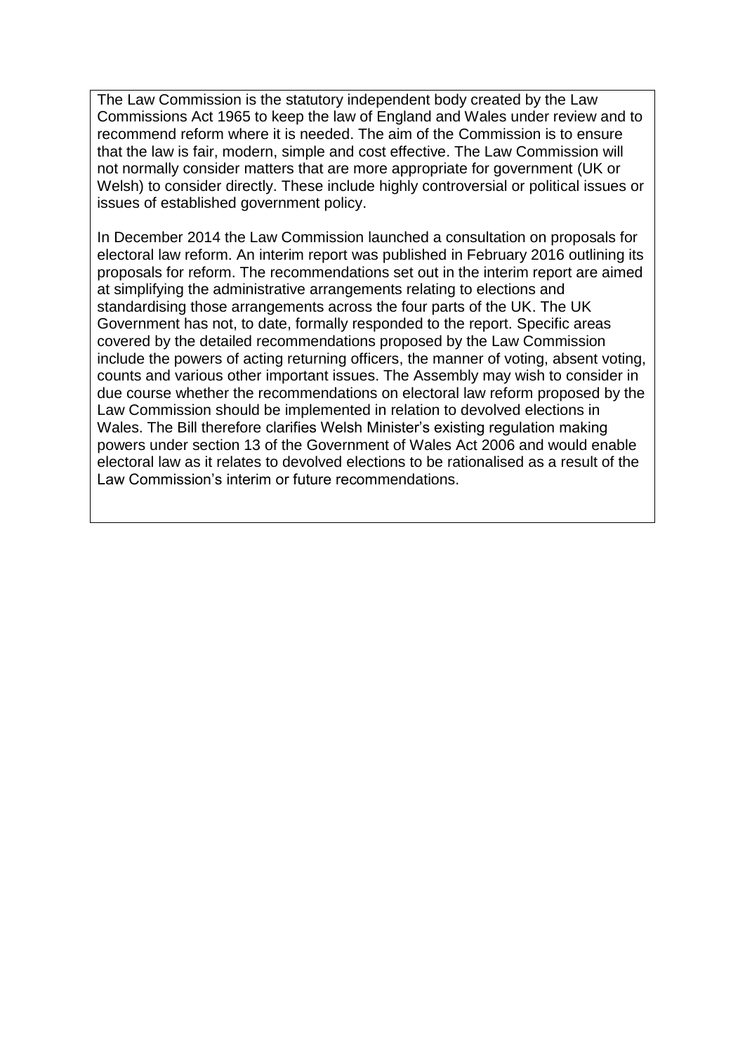The Law Commission is the statutory independent body created by the Law Commissions Act 1965 to keep the law of England and Wales under review and to recommend reform where it is needed. The aim of the Commission is to ensure that the law is fair, modern, simple and cost effective. The Law Commission will not normally consider matters that are more appropriate for government (UK or Welsh) to consider directly. These include highly controversial or political issues or issues of established government policy.

In December 2014 the Law Commission launched a consultation on proposals for electoral law reform. An interim report was published in February 2016 outlining its proposals for reform. The recommendations set out in the interim report are aimed at simplifying the administrative arrangements relating to elections and standardising those arrangements across the four parts of the UK. The UK Government has not, to date, formally responded to the report. Specific areas covered by the detailed recommendations proposed by the Law Commission include the powers of acting returning officers, the manner of voting, absent voting, counts and various other important issues. The Assembly may wish to consider in due course whether the recommendations on electoral law reform proposed by the Law Commission should be implemented in relation to devolved elections in Wales. The Bill therefore clarifies Welsh Minister's existing regulation making powers under section 13 of the Government of Wales Act 2006 and would enable electoral law as it relates to devolved elections to be rationalised as a result of the Law Commission's interim or future recommendations.